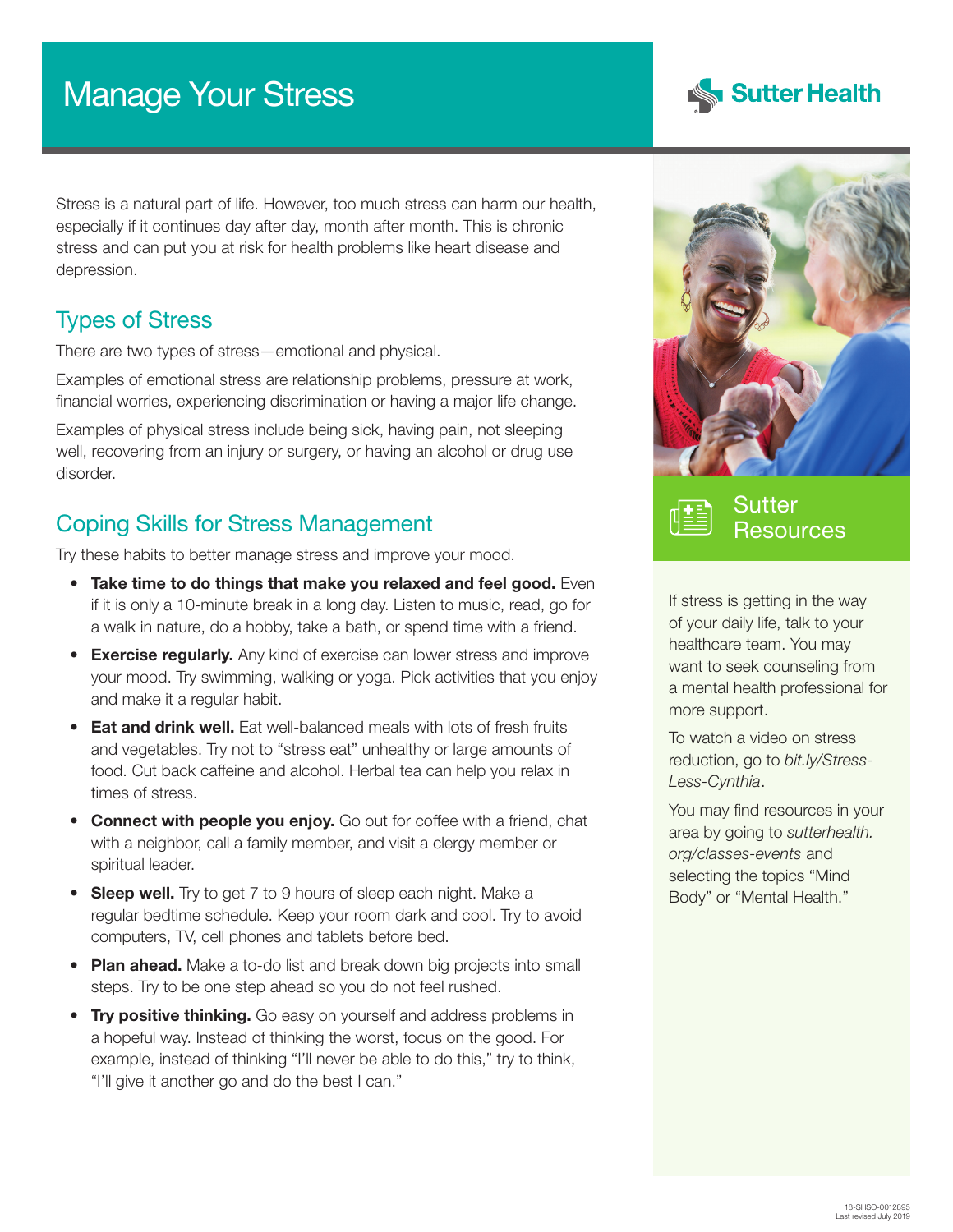# Manage Your Stress

Sutter Health

Stress is a natural part of life. However, too much stress can harm our health, especially if it continues day after day, month after month. This is chronic stress and can put you at risk for health problems like heart disease and depression.

## Types of Stress

There are two types of stress—emotional and physical.

Examples of emotional stress are relationship problems, pressure at work, financial worries, experiencing discrimination or having a major life change.

Examples of physical stress include being sick, having pain, not sleeping well, recovering from an injury or surgery, or having an alcohol or drug use disorder.

## Coping Skills for Stress Management

Try these habits to better manage stress and improve your mood.

- **Take time to do things that make you relaxed and feel good.** Even if it is only a 10-minute break in a long day. Listen to music, read, go for a walk in nature, do a hobby, take a bath, or spend time with a friend.
- **Exercise regularly.** Any kind of exercise can lower stress and improve your mood. Try swimming, walking or yoga. Pick activities that you enjoy and make it a regular habit.
- **Eat and drink well.** Eat well-balanced meals with lots of fresh fruits and vegetables. Try not to "stress eat" unhealthy or large amounts of food. Cut back caffeine and alcohol. Herbal tea can help you relax in times of stress.
- **Connect with people you enjoy.** Go out for coffee with a friend, chat with a neighbor, call a family member, and visit a clergy member or spiritual leader.
- **Sleep well.** Try to get 7 to 9 hours of sleep each night. Make a regular bedtime schedule. Keep your room dark and cool. Try to avoid computers, TV, cell phones and tablets before bed.
- **Plan ahead.** Make a to-do list and break down big projects into small steps. Try to be one step ahead so you do not feel rushed.
- **Try positive thinking.** Go easy on yourself and address problems in a hopeful way. Instead of thinking the worst, focus on the good. For example, instead of thinking "I'll never be able to do this," try to think, "I'll give it another go and do the best I can."

## Sutter Resources

If stress is getting in the way of your daily life, talk to your healthcare team. You may want to seek counseling from a mental health professional for more support.

To watch a video on stress reduction, go to *bit.ly/Stress-Less-Cynthia*.

You may find resources in your area by going to *sutterhealth.org/classes-events* and selecting the topics "Mind Body" or "Mental Health."

18-SHSO-0012895
Last revised July 2019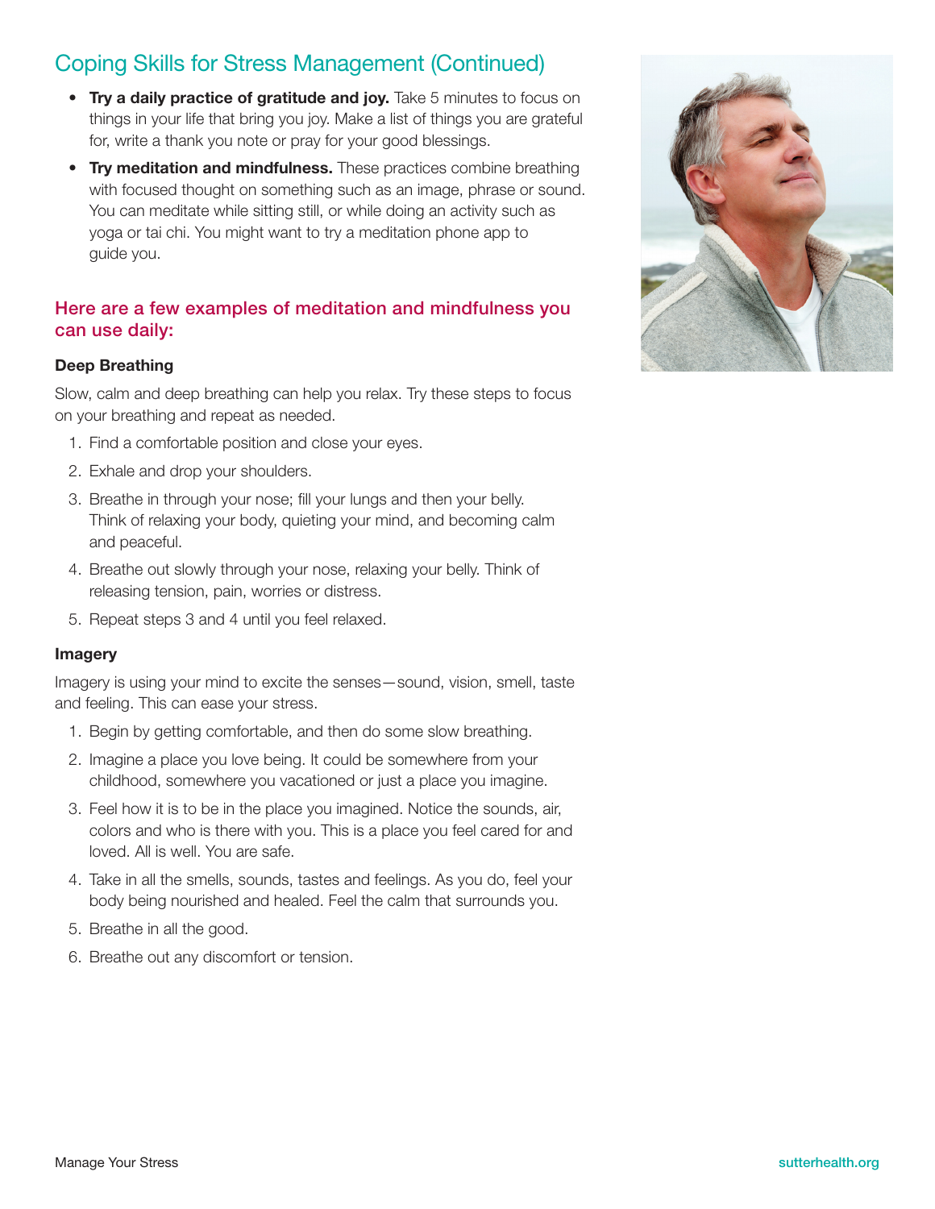## Coping Skills for Stress Management (Continued)

- **Try a daily practice of gratitude and joy.** Take 5 minutes to focus on things in your life that bring you joy. Make a list of things you are grateful for, write a thank you note or pray for your good blessings.
- **Try meditation and mindfulness.** These practices combine breathing with focused thought on something such as an image, phrase or sound. You can meditate while sitting still, or while doing an activity such as yoga or tai chi. You might want to try a meditation phone app to guide you.

### Here are a few examples of meditation and mindfulness you can use daily:

#### Deep Breathing

Slow, calm and deep breathing can help you relax. Try these steps to focus on your breathing and repeat as needed.

1. Find a comfortable position and close your eyes.
2. Exhale and drop your shoulders.
3. Breathe in through your nose; fill your lungs and then your belly. Think of relaxing your body, quieting your mind, and becoming calm and peaceful.
4. Breathe out slowly through your nose, relaxing your belly. Think of releasing tension, pain, worries or distress.
5. Repeat steps 3 and 4 until you feel relaxed.

#### Imagery

Imagery is using your mind to excite the senses—sound, vision, smell, taste and feeling. This can ease your stress.

1. Begin by getting comfortable, and then do some slow breathing.
2. Imagine a place you love being. It could be somewhere from your childhood, somewhere you vacationed or just a place you imagine.
3. Feel how it is to be in the place you imagined. Notice the sounds, air, colors and who is there with you. This is a place you feel cared for and loved. All is well. You are safe.
4. Take in all the smells, sounds, tastes and feelings. As you do, feel your body being nourished and healed. Feel the calm that surrounds you.
5. Breathe in all the good.
6. Breathe out any discomfort or tension.